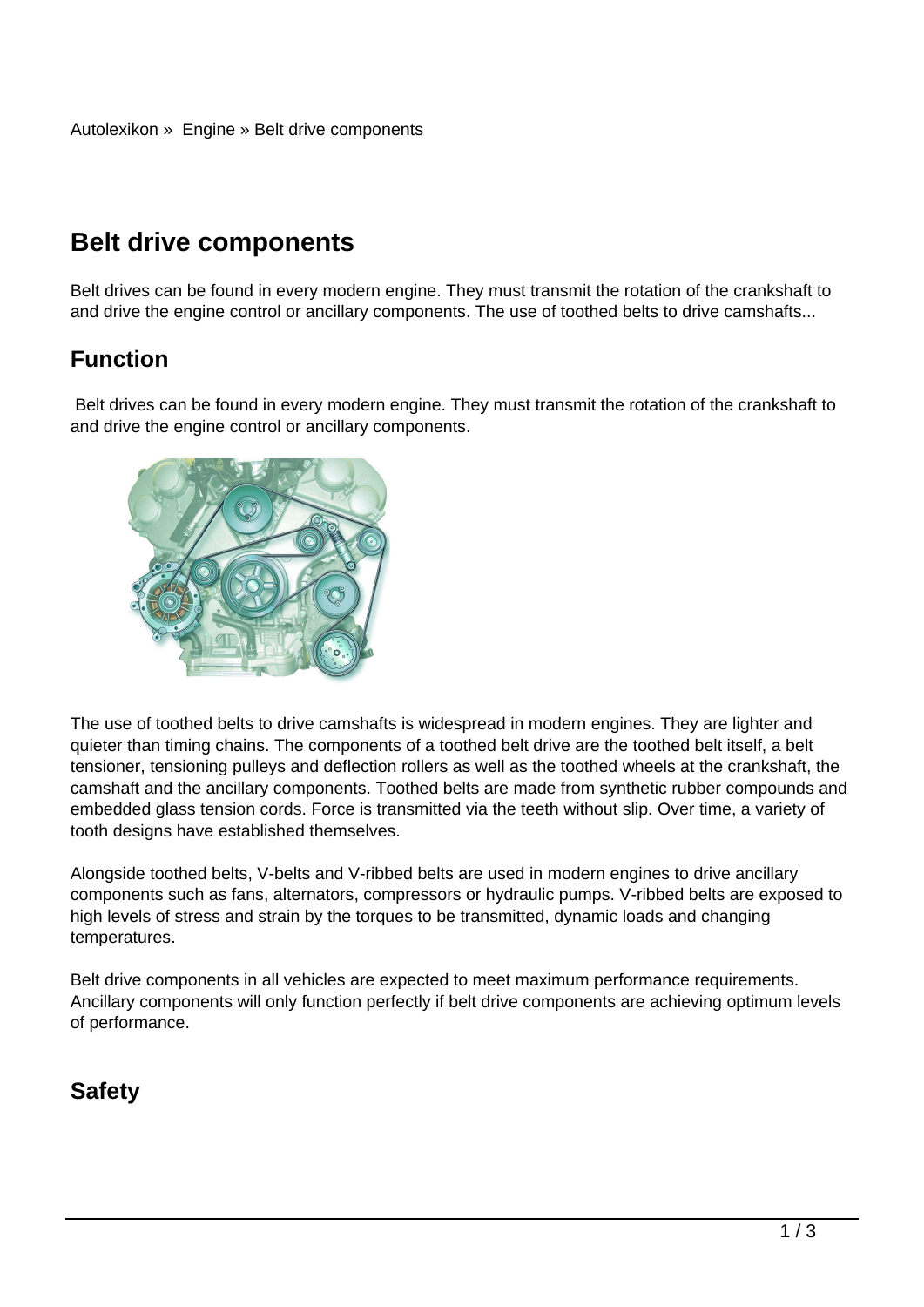Autolexikon » Engine » Belt drive components

# Belt drive components

Belt drives can be found in every modern engine. They must transmit the rotation of the crankshaft to and drive the engine control or ancillary components. The use of toothed belts to drive camshafts...

## Function

Belt drives can be found in every modern engine. They must transmit the rotation of the crankshaft to and drive the engine control or ancillary components.

The use of toothed belts to drive camshafts is widespread in modern engines. They are lighter and quieter than timing chains. The components of a toothed belt drive are the toothed belt itself, a belt tensioner, tensioning pulleys and deflection rollers as well as the toothed wheels at the crankshaft, the camshaft and the ancillary components. Toothed belts are made from synthetic rubber compounds and embedded glass tension cords. Force is transmitted via the teeth without slip. Over time, a variety of tooth designs have established themselves.

Alongside toothed belts, V-belts and V-ribbed belts are used in modern engines to drive ancillary components such as fans, alternators, compressors or hydraulic pumps. V-ribbed belts are exposed to high levels of stress and strain by the torques to be transmitted, dynamic loads and changing temperatures.

Belt drive components in all vehicles are expected to meet maximum performance requirements. Ancillary components will only function perfectly if belt drive components are achieving optimum levels of performance.

## Safety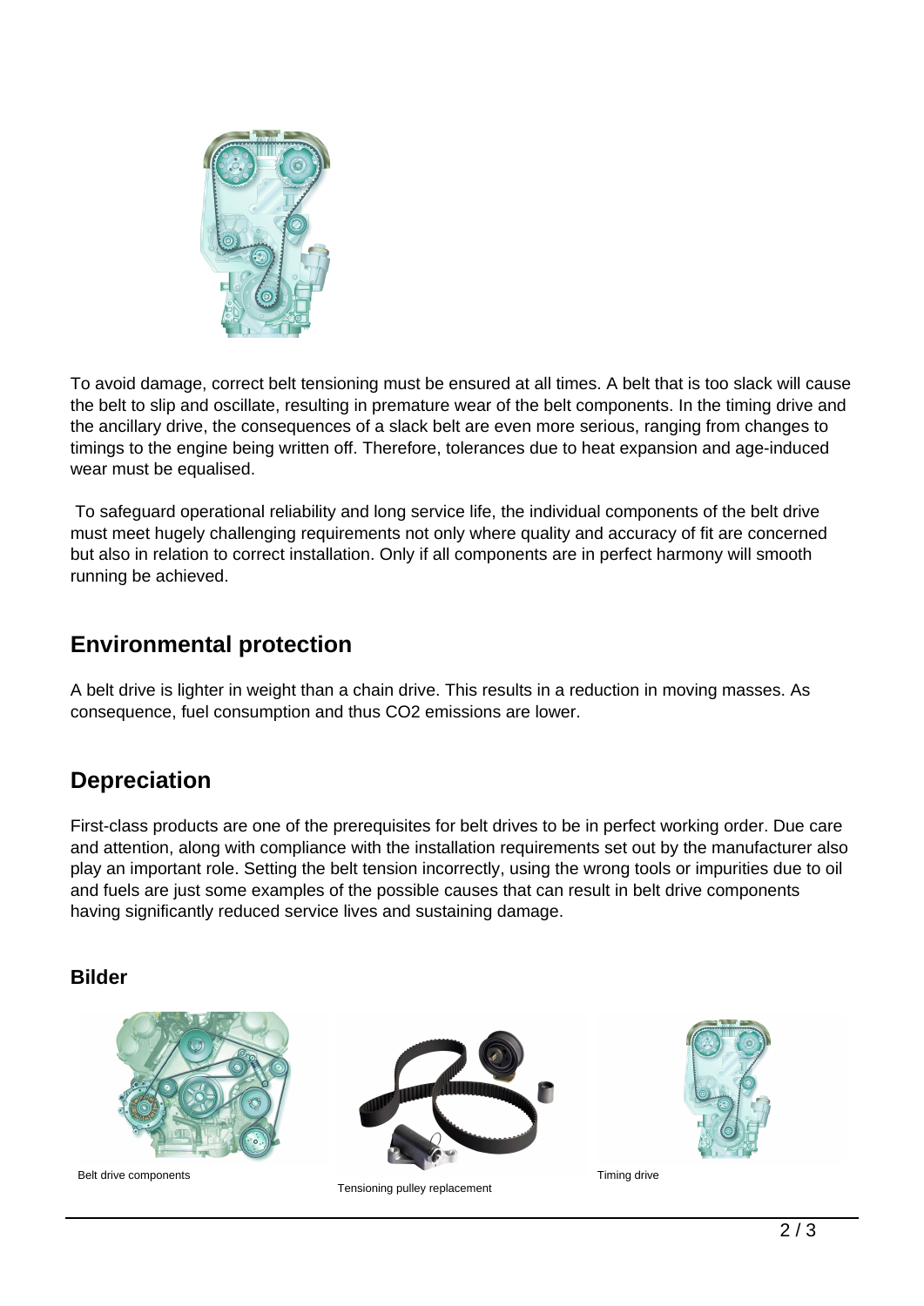To avoid damage, correct belt tensioning must be ensured at all times. A belt that is too slack will cause the belt to slip and oscillate, resulting in premature wear of the belt components. In the timing drive and the ancillary drive, the consequences of a slack belt are even more serious, ranging from changes to timings to the engine being written off. Therefore, tolerances due to heat expansion and age-induced wear must be equalised.

To safeguard operational reliability and long service life, the individual components of the belt drive must meet hugely challenging requirements not only where quality and accuracy of fit are concerned but also in relation to correct installation. Only if all components are in perfect harmony will smooth running be achieved.

## Environmental protection

A belt drive is lighter in weight than a chain drive. This results in a reduction in moving masses. As consequence, fuel consumption and thus $CO_2$ emissions are lower.

## Depreciation

First-class products are one of the prerequisites for belt drives to be in perfect working order. Due care and attention, along with compliance with the installation requirements set out by the manufacturer also play an important role. Setting the belt tension incorrectly, using the wrong tools or impurities due to oil and fuels are just some examples of the possible causes that can result in belt drive components having significantly reduced service lives and sustaining damage.

### Bilder

Belt drive components

Tensioning pulley replacement

Timing drive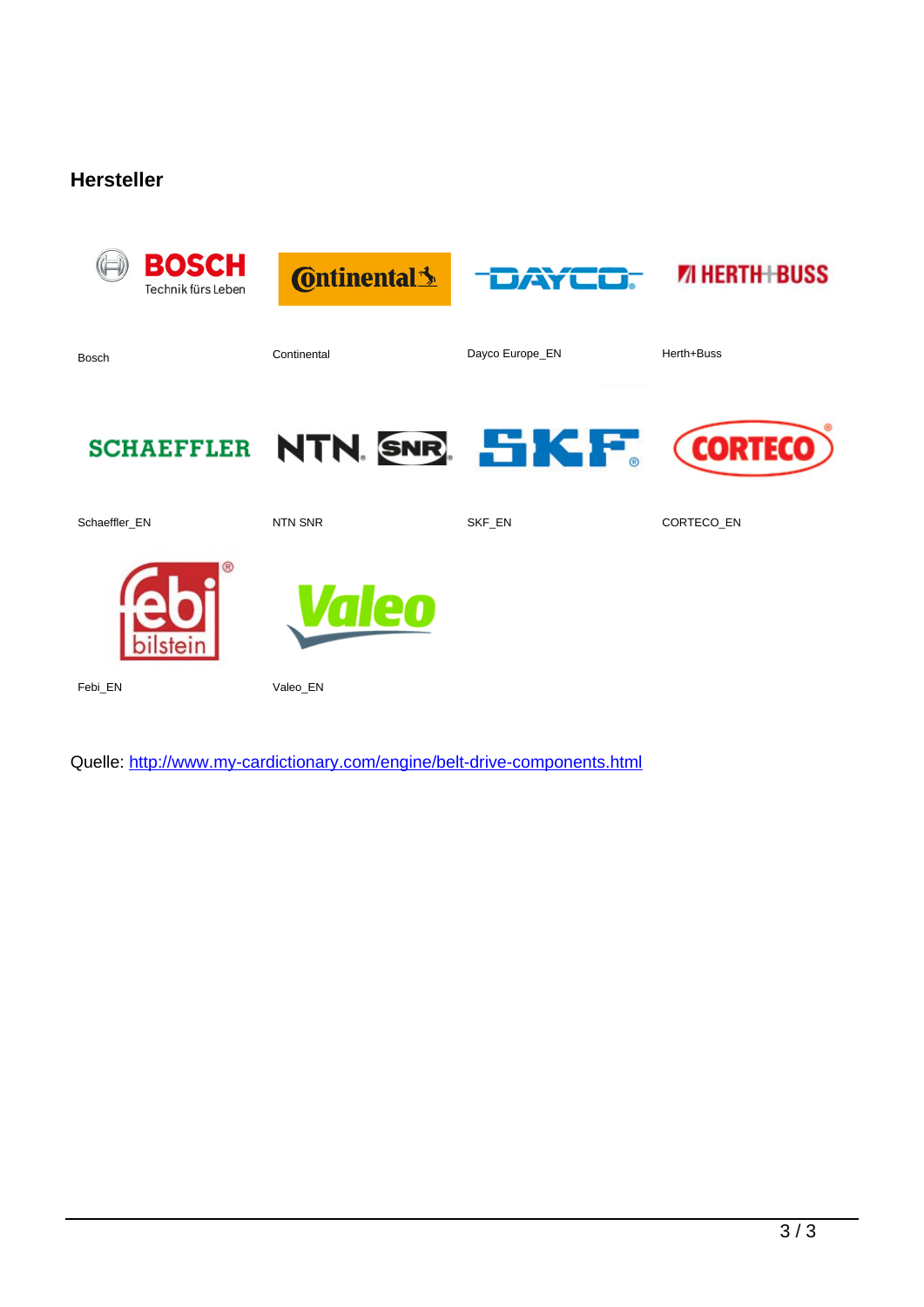## Hersteller

Bosch

Continental

Dayco Europe_EN

Herth+Buss

Schaeffler_EN

NTN SNR

SKF_EN

CORTECO_EN

Febi_EN

Valeo_EN

Quelle: http://www.my-cardictionary.com/engine/belt-drive-components.html